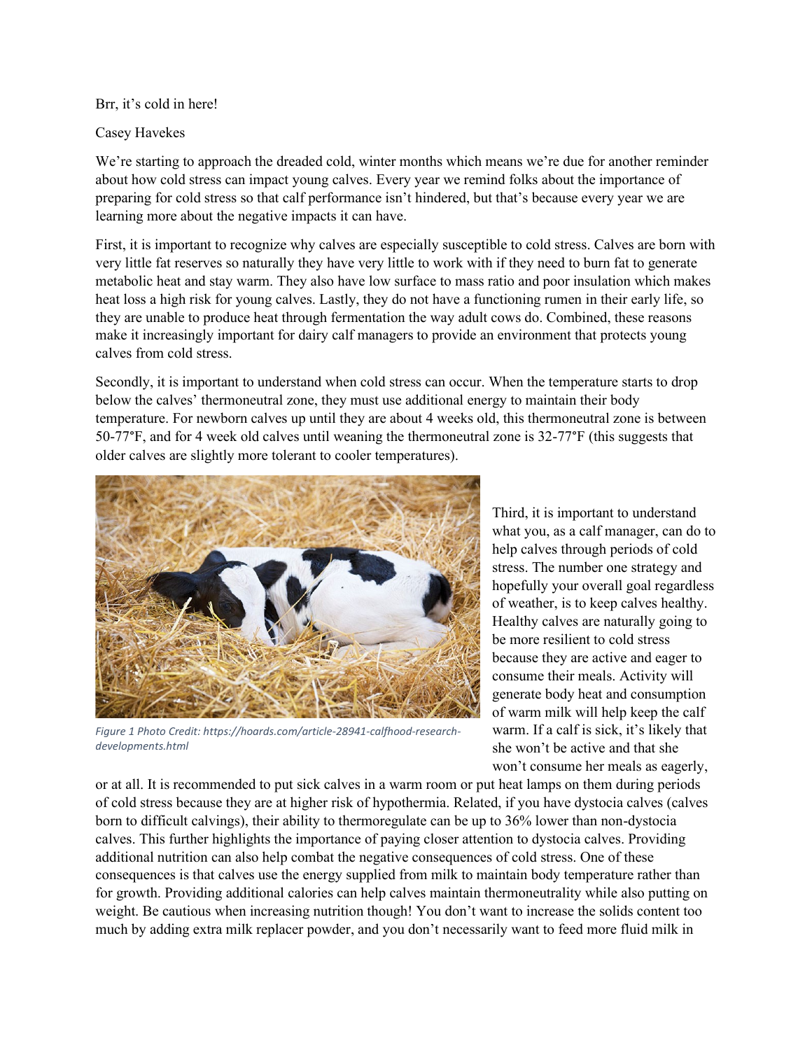# Brr, it's cold in here!

Casey Havekes

We're starting to approach the dreaded cold, winter months which means we're due for another reminder about how cold stress can impact young calves. Every year we remind folks about the importance of preparing for cold stress so that calf performance isn't hindered, but that's because every year we are learning more about the negative impacts it can have.

First, it is important to recognize why calves are especially susceptible to cold stress. Calves are born with very little fat reserves so naturally they have very little to work with if they need to burn fat to generate metabolic heat and stay warm. They also have low surface to mass ratio and poor insulation which makes heat loss a high risk for young calves. Lastly, they do not have a functioning rumen in their early life, so they are unable to produce heat through fermentation the way adult cows do. Combined, these reasons make it increasingly important for dairy calf managers to provide an environment that protects young calves from cold stress.

Secondly, it is important to understand when cold stress can occur. When the temperature starts to drop below the calves' thermoneutral zone, they must use additional energy to maintain their body temperature. For newborn calves up until they are about 4 weeks old, this thermoneutral zone is between 50-77°F, and for 4 week old calves until weaning the thermoneutral zone is 32-77°F (this suggests that older calves are slightly more tolerant to cooler temperatures).

*Figure 1 Photo Credit: https://hoards.com/article-28941-calfhood-research-developments.html*

Third, it is important to understand what you, as a calf manager, can do to help calves through periods of cold stress. The number one strategy and hopefully your overall goal regardless of weather, is to keep calves healthy. Healthy calves are naturally going to be more resilient to cold stress because they are active and eager to consume their meals. Activity will generate body heat and consumption of warm milk will help keep the calf warm. If a calf is sick, it's likely that she won't be active and that she won't consume her meals as eagerly, or at all. It is recommended to put sick calves in a warm room or put heat lamps on them during periods of cold stress because they are at higher risk of hypothermia. Related, if you have dystocia calves (calves born to difficult calvings), their ability to thermoregulate can be up to 36% lower than non-dystocia calves. This further highlights the importance of paying closer attention to dystocia calves. Providing additional nutrition can also help combat the negative consequences of cold stress. One of these consequences is that calves use the energy supplied from milk to maintain body temperature rather than for growth. Providing additional calories can help calves maintain thermoneutrality while also putting on weight. Be cautious when increasing nutrition though! You don't want to increase the solids content too much by adding extra milk replacer powder, and you don't necessarily want to feed more fluid milk in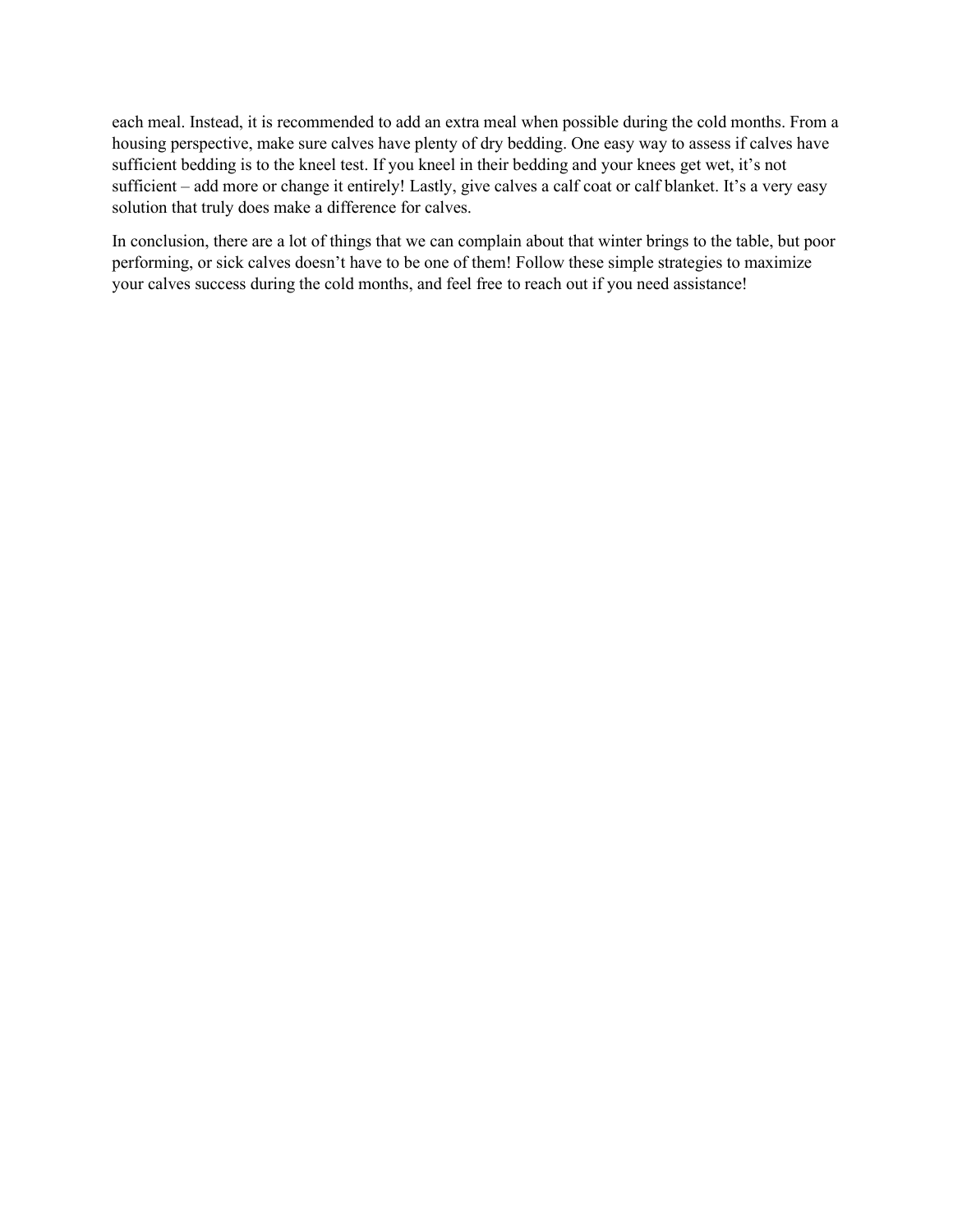each meal. Instead, it is recommended to add an extra meal when possible during the cold months. From a housing perspective, make sure calves have plenty of dry bedding. One easy way to assess if calves have sufficient bedding is to the kneel test. If you kneel in their bedding and your knees get wet, it's not sufficient – add more or change it entirely! Lastly, give calves a calf coat or calf blanket. It's a very easy solution that truly does make a difference for calves.

In conclusion, there are a lot of things that we can complain about that winter brings to the table, but poor performing, or sick calves doesn't have to be one of them! Follow these simple strategies to maximize your calves success during the cold months, and feel free to reach out if you need assistance!